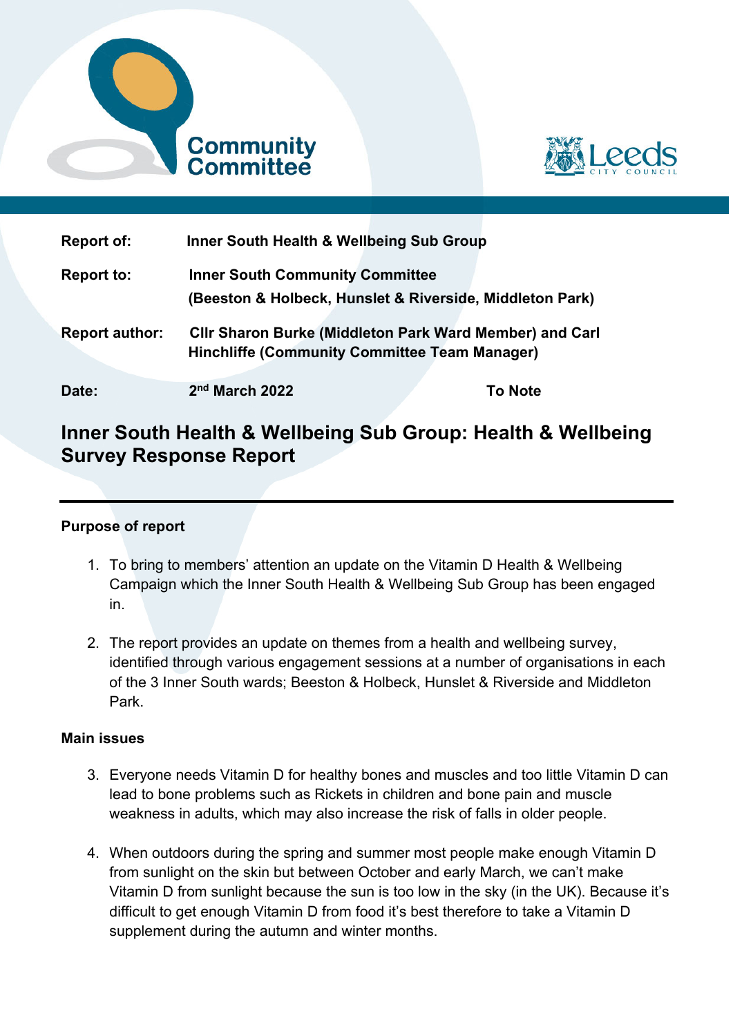| | | |
|---|---|---|
| **Report of:** | **Inner South Health & Wellbeing Sub Group** | |
| **Report to:** | **Inner South Community Committee (Beeston & Holbeck, Hunslet & Riverside, Middleton Park)** | |
| **Report author:** | **Cllr Sharon Burke (Middleton Park Ward Member) and Carl Hinchliffe (Community Committee Team Manager)** | |
| **Date:** | **2nd March 2022** | **To Note** |

# Inner South Health & Wellbeing Sub Group: Health & Wellbeing Survey Response Report

## Purpose of report

1. To bring to members' attention an update on the Vitamin D Health & Wellbeing Campaign which the Inner South Health & Wellbeing Sub Group has been engaged in.

2. The report provides an update on themes from a health and wellbeing survey, identified through various engagement sessions at a number of organisations in each of the 3 Inner South wards; Beeston & Holbeck, Hunslet & Riverside and Middleton Park.

## Main issues

3. Everyone needs Vitamin D for healthy bones and muscles and too little Vitamin D can lead to bone problems such as Rickets in children and bone pain and muscle weakness in adults, which may also increase the risk of falls in older people.

4. When outdoors during the spring and summer most people make enough Vitamin D from sunlight on the skin but between October and early March, we can't make Vitamin D from sunlight because the sun is too low in the sky (in the UK). Because it's difficult to get enough Vitamin D from food it's best therefore to take a Vitamin D supplement during the autumn and winter months.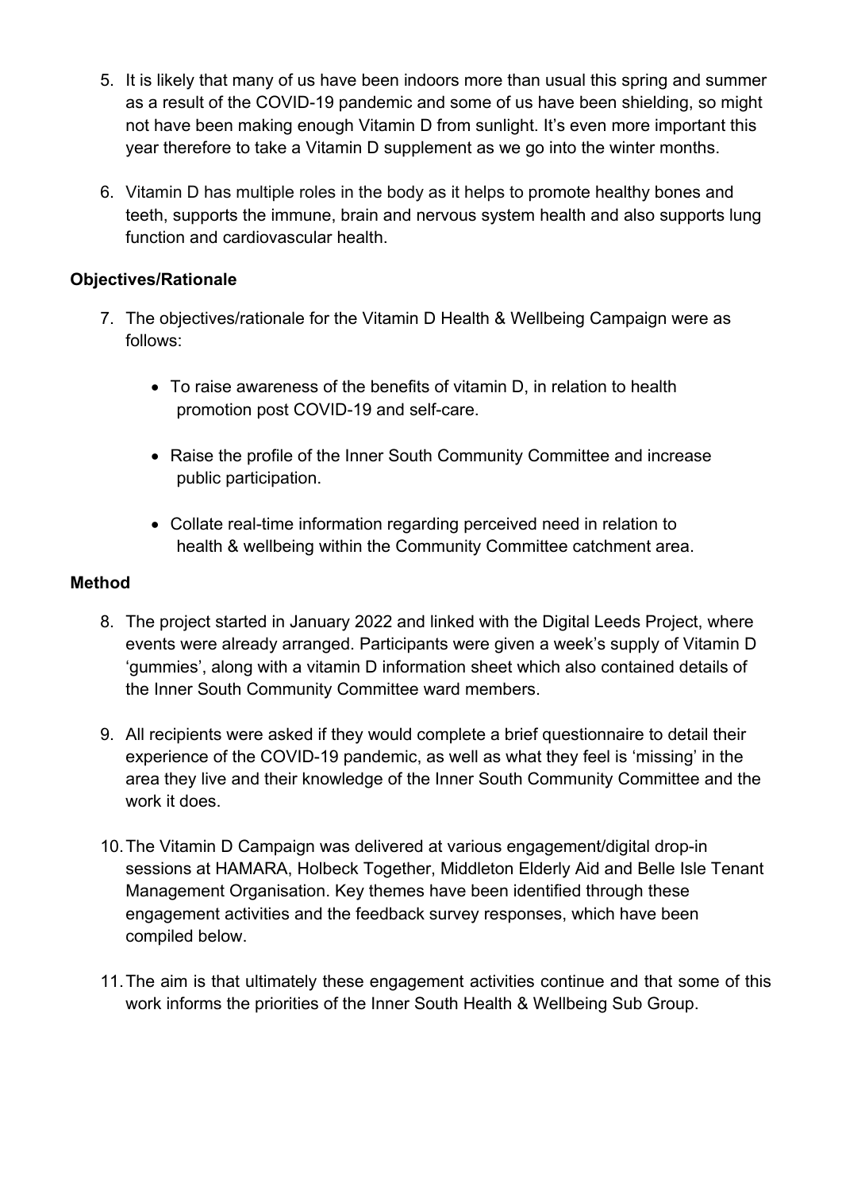5. It is likely that many of us have been indoors more than usual this spring and summer as a result of the COVID-19 pandemic and some of us have been shielding, so might not have been making enough Vitamin D from sunlight. It's even more important this year therefore to take a Vitamin D supplement as we go into the winter months.

6. Vitamin D has multiple roles in the body as it helps to promote healthy bones and teeth, supports the immune, brain and nervous system health and also supports lung function and cardiovascular health.

**Objectives/Rationale**

7. The objectives/rationale for the Vitamin D Health & Wellbeing Campaign were as follows:

   - To raise awareness of the benefits of vitamin D, in relation to health promotion post COVID-19 and self-care.

   - Raise the profile of the Inner South Community Committee and increase public participation.

   - Collate real-time information regarding perceived need in relation to health & wellbeing within the Community Committee catchment area.

**Method**

8. The project started in January 2022 and linked with the Digital Leeds Project, where events were already arranged. Participants were given a week's supply of Vitamin D 'gummies', along with a vitamin D information sheet which also contained details of the Inner South Community Committee ward members.

9. All recipients were asked if they would complete a brief questionnaire to detail their experience of the COVID-19 pandemic, as well as what they feel is 'missing' in the area they live and their knowledge of the Inner South Community Committee and the work it does.

10. The Vitamin D Campaign was delivered at various engagement/digital drop-in sessions at HAMARA, Holbeck Together, Middleton Elderly Aid and Belle Isle Tenant Management Organisation. Key themes have been identified through these engagement activities and the feedback survey responses, which have been compiled below.

11. The aim is that ultimately these engagement activities continue and that some of this work informs the priorities of the Inner South Health & Wellbeing Sub Group.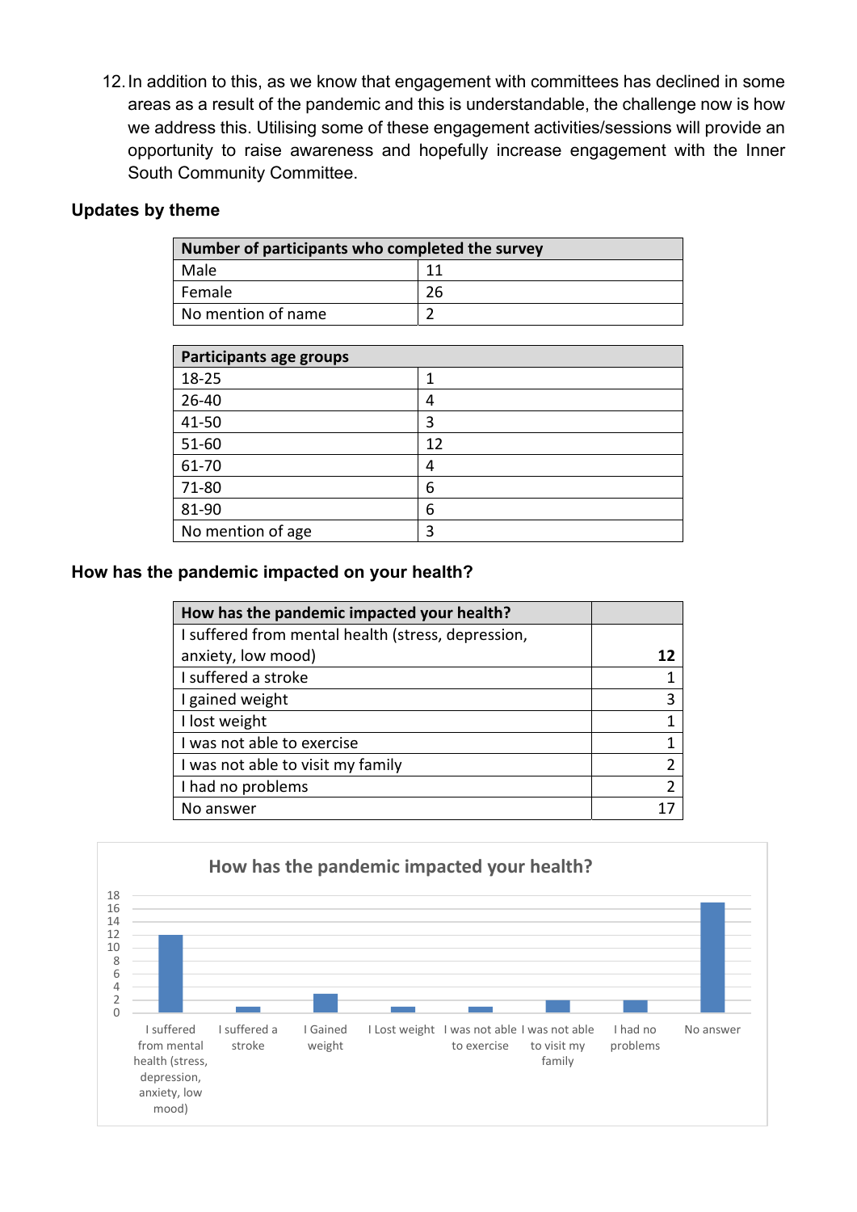12. In addition to this, as we know that engagement with committees has declined in some areas as a result of the pandemic and this is understandable, the challenge now is how we address this. Utilising some of these engagement activities/sessions will provide an opportunity to raise awareness and hopefully increase engagement with the Inner South Community Committee.

## Updates by theme

| Number of participants who completed the survey | |
|---|---|
| Male | 11 |
| Female | 26 |
| No mention of name | 2 |

| Participants age groups | |
|---|---|
| 18-25 | 1 |
| 26-40 | 4 |
| 41-50 | 3 |
| 51-60 | 12 |
| 61-70 | 4 |
| 71-80 | 6 |
| 81-90 | 6 |
| No mention of age | 3 |

## How has the pandemic impacted on your health?

| How has the pandemic impacted your health? | |
|---|---|
| I suffered from mental health (stress, depression, anxiety, low mood) | **12** |
| I suffered a stroke | 1 |
| I gained weight | 3 |
| I lost weight | 1 |
| I was not able to exercise | 1 |
| I was not able to visit my family | 2 |
| I had no problems | 2 |
| No answer | 17 |

How has the pandemic impacted your health?

| Response | Count |
|---|---|
| I suffered from mental health (stress, depression, anxiety, low mood) | 12 |
| I suffered a stroke | 1 |
| I Gained weight | 3 |
| I Lost weight | 1 |
| I was not able to exercise | 1 |
| I was not able to visit my family | 2 |
| I had no problems | 2 |
| No answer | 17 |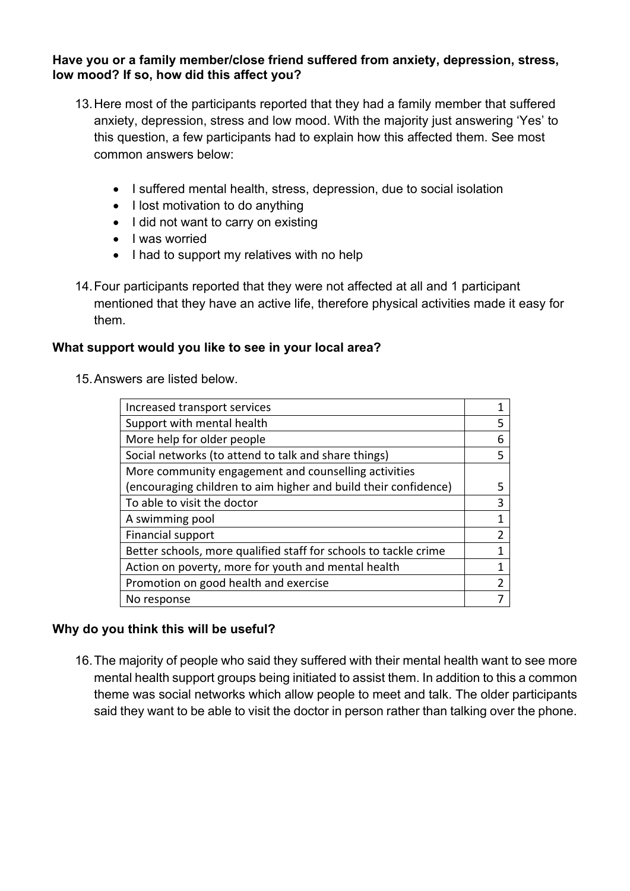**Have you or a family member/close friend suffered from anxiety, depression, stress, low mood? If so, how did this affect you?**

13. Here most of the participants reported that they had a family member that suffered anxiety, depression, stress and low mood. With the majority just answering 'Yes' to this question, a few participants had to explain how this affected them. See most common answers below:

    - I suffered mental health, stress, depression, due to social isolation
    - I lost motivation to do anything
    - I did not want to carry on existing
    - I was worried
    - I had to support my relatives with no help

14. Four participants reported that they were not affected at all and 1 participant mentioned that they have an active life, therefore physical activities made it easy for them.

**What support would you like to see in your local area?**

15. Answers are listed below.

| | |
|---|---|
| Increased transport services | 1 |
| Support with mental health | 5 |
| More help for older people | 6 |
| Social networks (to attend to talk and share things) | 5 |
| More community engagement and counselling activities (encouraging children to aim higher and build their confidence) | 5 |
| To able to visit the doctor | 3 |
| A swimming pool | 1 |
| Financial support | 2 |
| Better schools, more qualified staff for schools to tackle crime | 1 |
| Action on poverty, more for youth and mental health | 1 |
| Promotion on good health and exercise | 2 |
| No response | 7 |

**Why do you think this will be useful?**

16. The majority of people who said they suffered with their mental health want to see more mental health support groups being initiated to assist them. In addition to this a common theme was social networks which allow people to meet and talk. The older participants said they want to be able to visit the doctor in person rather than talking over the phone.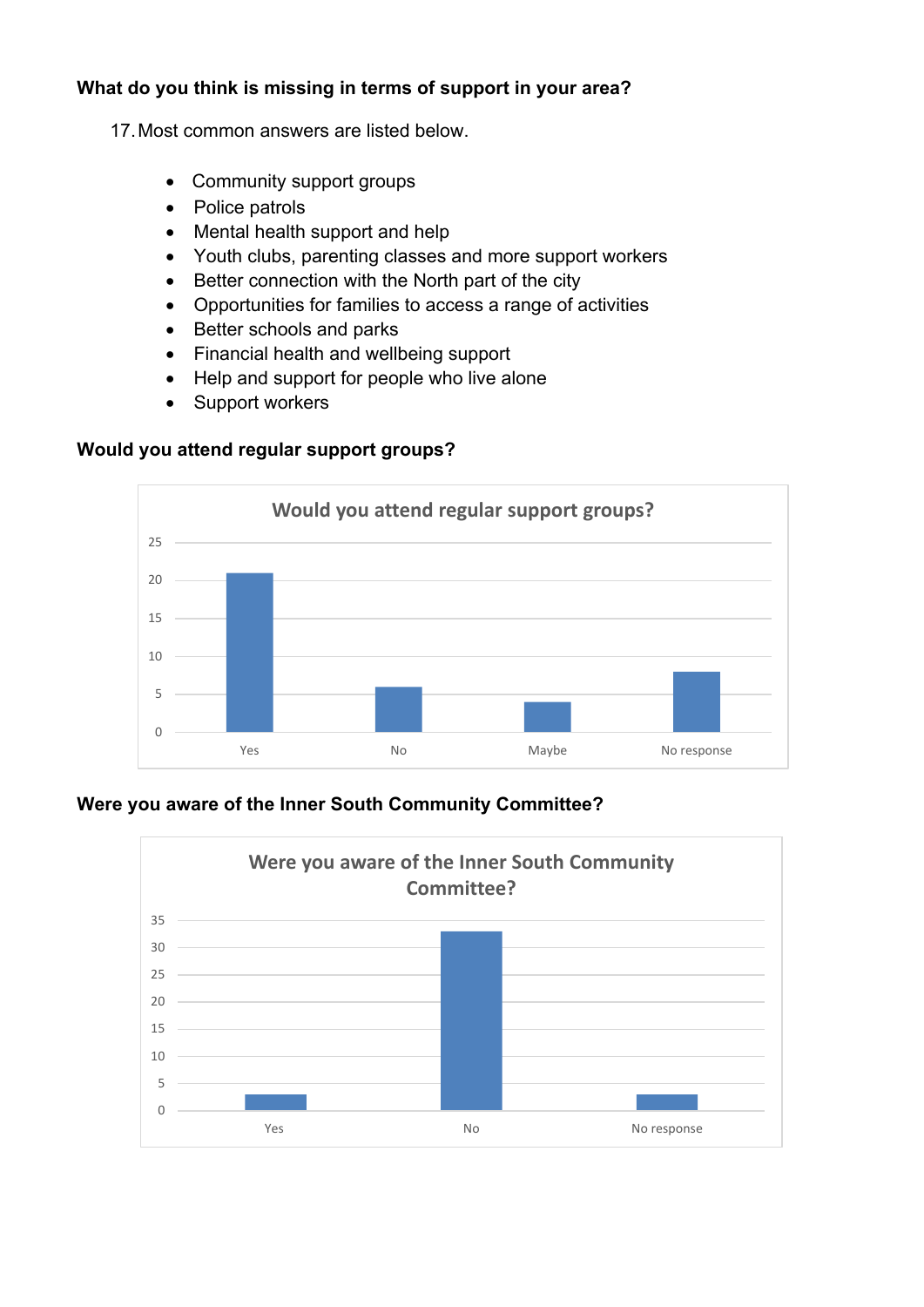**What do you think is missing in terms of support in your area?**

17. Most common answers are listed below.

- Community support groups
- Police patrols
- Mental health support and help
- Youth clubs, parenting classes and more support workers
- Better connection with the North part of the city
- Opportunities for families to access a range of activities
- Better schools and parks
- Financial health and wellbeing support
- Help and support for people who live alone
- Support workers

**Would you attend regular support groups?**

Would you attend regular support groups?

| Response | Count |
|---|---|
| Yes | 21 |
| No | 6 |
| Maybe | 4 |
| No response | 8 |

**Were you aware of the Inner South Community Committee?**

Were you aware of the Inner South Community Committee?

| Response | Count |
|---|---|
| Yes | 3 |
| No | 33 |
| No response | 3 |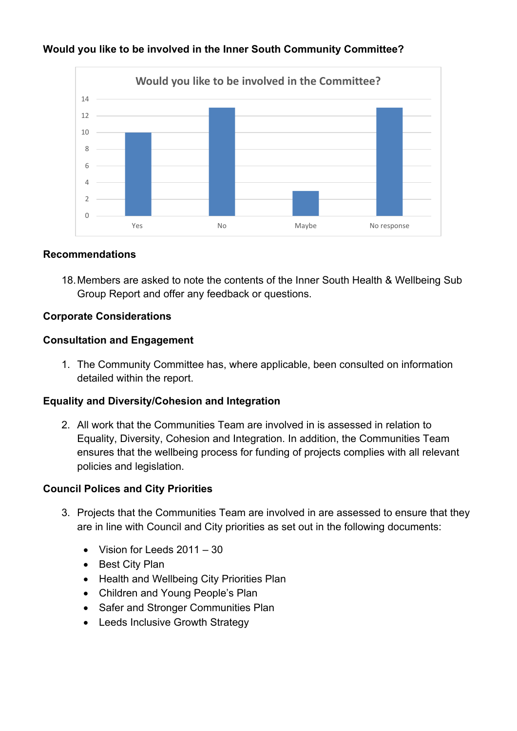**Would you like to be involved in the Inner South Community Committee?**

Would you like to be involved in the Committee?

| Response | Count |
|---|---|
| Yes | 10 |
| No | 13 |
| Maybe | 3 |
| No response | 13 |

## Recommendations

18. Members are asked to note the contents of the Inner South Health & Wellbeing Sub Group Report and offer any feedback or questions.

## Corporate Considerations

### Consultation and Engagement

1. The Community Committee has, where applicable, been consulted on information detailed within the report.

### Equality and Diversity/Cohesion and Integration

2. All work that the Communities Team are involved in is assessed in relation to Equality, Diversity, Cohesion and Integration. In addition, the Communities Team ensures that the wellbeing process for funding of projects complies with all relevant policies and legislation.

### Council Polices and City Priorities

3. Projects that the Communities Team are involved in are assessed to ensure that they are in line with Council and City priorities as set out in the following documents:

- Vision for Leeds 2011 – 30
- Best City Plan
- Health and Wellbeing City Priorities Plan
- Children and Young People's Plan
- Safer and Stronger Communities Plan
- Leeds Inclusive Growth Strategy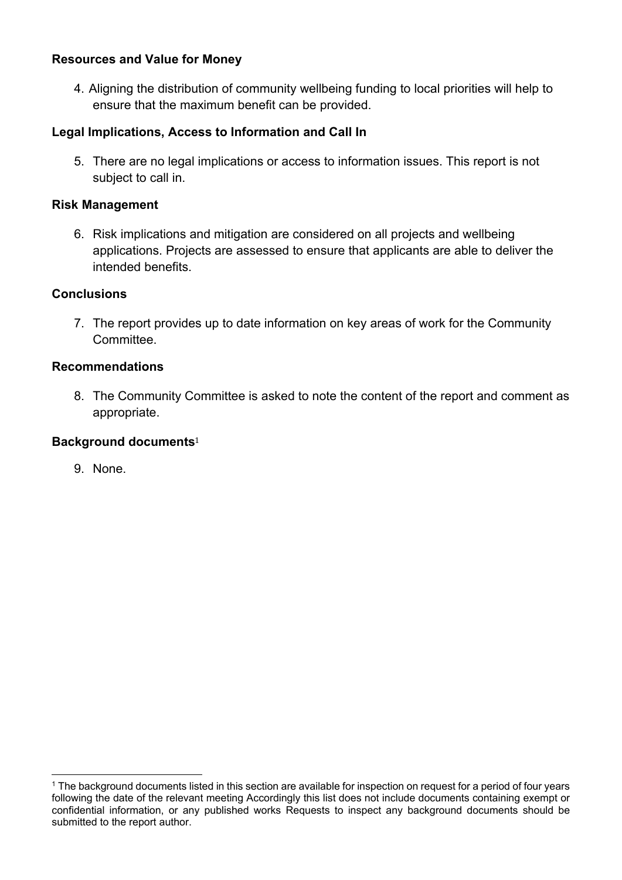**Resources and Value for Money**

4. Aligning the distribution of community wellbeing funding to local priorities will help to ensure that the maximum benefit can be provided.

**Legal Implications, Access to Information and Call In**

5. There are no legal implications or access to information issues. This report is not subject to call in.

**Risk Management**

6. Risk implications and mitigation are considered on all projects and wellbeing applications. Projects are assessed to ensure that applicants are able to deliver the intended benefits.

**Conclusions**

7. The report provides up to date information on key areas of work for the Community Committee.

**Recommendations**

8. The Community Committee is asked to note the content of the report and comment as appropriate.

**Background documents**[1]

9. None.

---

[1] The background documents listed in this section are available for inspection on request for a period of four years following the date of the relevant meeting Accordingly this list does not include documents containing exempt or confidential information, or any published works Requests to inspect any background documents should be submitted to the report author.